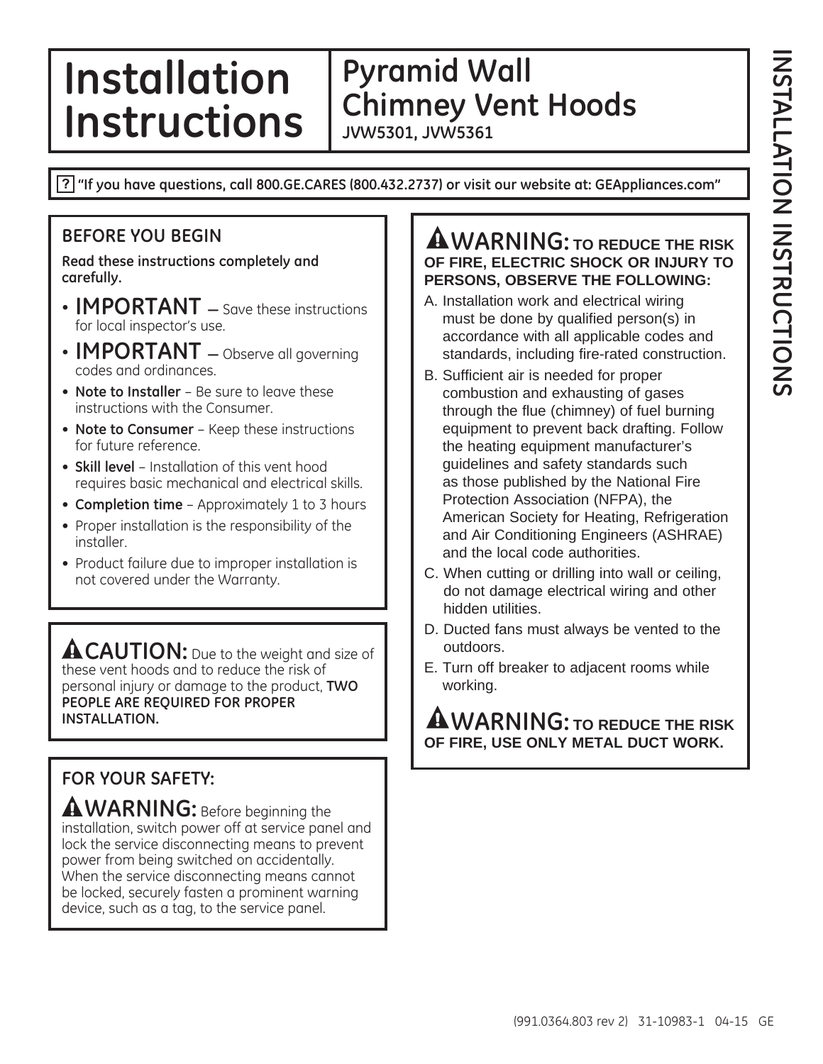# Installation Instructions

## Pyramid Wall Chimney Vent Hoods

**JVW5301, JVW5361**

**? "If you have questions, call 800.GE.CARES (800.432.2737) or visit our website at: GEAppliances.com"**

### BEFORE YOU BEGIN

**Read these instructions completely and carefully.**

- **IMPORTANT** — Save these instructions for local inspector's use.
- **IMPORTANT** — Observe all governing codes and ordinances.
- **Note to Installer** – Be sure to leave these instructions with the Consumer.
- **Note to Consumer** – Keep these instructions for future reference.
- **Skill level** – Installation of this vent hood requires basic mechanical and electrical skills.
- **Completion time** – Approximately 1 to 3 hours
- Proper installation is the responsibility of the installer.
- Product failure due to improper installation is not covered under the Warranty.

**CAUTION:** Due to the weight and size of these vent hoods and to reduce the risk of personal injury or damage to the product, **TWO PEOPLE ARE REQUIRED FOR PROPER INSTALLATION.**

### FOR YOUR SAFETY:

**WARNING:** Before beginning the installation, switch power off at service panel and lock the service disconnecting means to prevent power from being switched on accidentally. When the service disconnecting means cannot be locked, securely fasten a prominent warning device, such as a tag, to the service panel.

**WARNING: TO REDUCE THE RISK OF FIRE, ELECTRIC SHOCK OR INJURY TO PERSONS, OBSERVE THE FOLLOWING:**

A. Installation work and electrical wiring must be done by qualified person(s) in accordance with all applicable codes and standards, including fire-rated construction.

B. Sufficient air is needed for proper combustion and exhausting of gases through the flue (chimney) of fuel burning equipment to prevent back drafting. Follow the heating equipment manufacturer's guidelines and safety standards such as those published by the National Fire Protection Association (NFPA), the American Society for Heating, Refrigeration and Air Conditioning Engineers (ASHRAE) and the local code authorities.

C. When cutting or drilling into wall or ceiling, do not damage electrical wiring and other hidden utilities.

D. Ducted fans must always be vented to the outdoors.

E. Turn off breaker to adjacent rooms while working.

**WARNING: TO REDUCE THE RISK OF FIRE, USE ONLY METAL DUCT WORK.**

(991.0364.803 rev 2) 31-10983-1 04-15 GE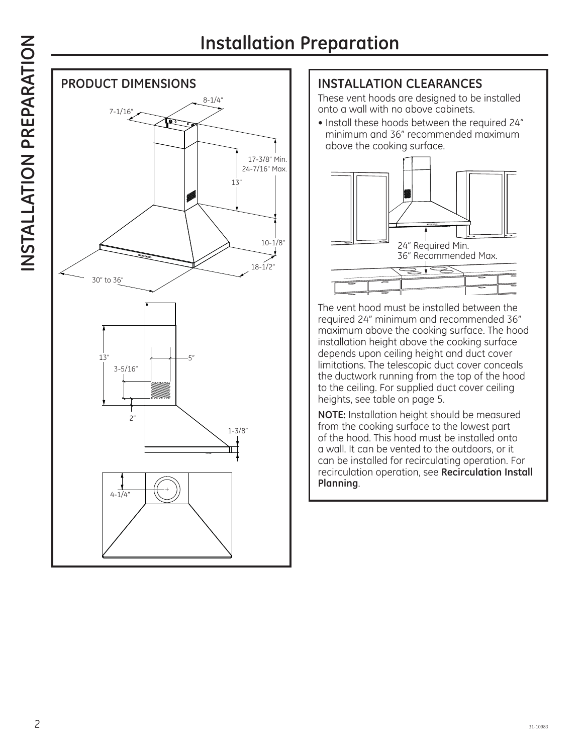# Installation Preparation

## PRODUCT DIMENSIONS

8-1/4"

7-1/16"

17-3/8" Min.
24-7/16" Max.

13"

10-1/8"

18-1/2"

30" to 36"

13"

5"

3-5/16"

2"

1-3/8"

4-1/4"

## INSTALLATION CLEARANCES

These vent hoods are designed to be installed onto a wall with no above cabinets.

- Install these hoods between the required 24" minimum and 36" recommended maximum above the cooking surface.

24" Required Min.
36" Recommended Max.

The vent hood must be installed between the required 24" minimum and recommended 36" maximum above the cooking surface. The hood installation height above the cooking surface depends upon ceiling height and duct cover limitations. The telescopic duct cover conceals the ductwork running from the top of the hood to the ceiling. For supplied duct cover ceiling heights, see table on page 5.

**NOTE:** Installation height should be measured from the cooking surface to the lowest part of the hood. This hood must be installed onto a wall. It can be vented to the outdoors, or it can be installed for recirculating operation. For recirculation operation, see **Recirculation Install Planning**.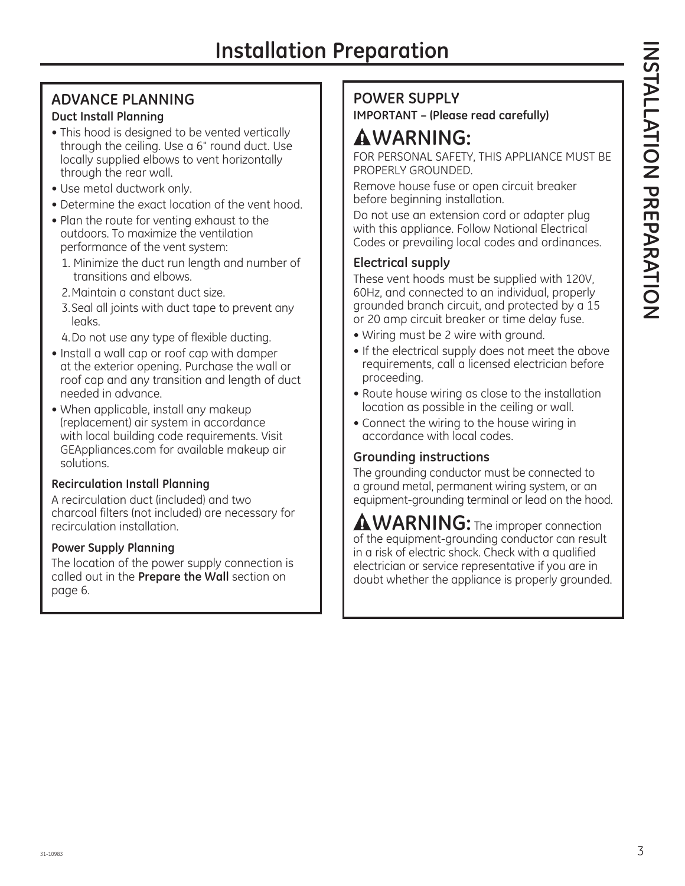# Installation Preparation

## ADVANCE PLANNING

### Duct Install Planning

- This hood is designed to be vented vertically through the ceiling. Use a 6" round duct. Use locally supplied elbows to vent horizontally through the rear wall.
- Use metal ductwork only.
- Determine the exact location of the vent hood.
- Plan the route for venting exhaust to the outdoors. To maximize the ventilation performance of the vent system:
  1. Minimize the duct run length and number of transitions and elbows.
  2. Maintain a constant duct size.
  3. Seal all joints with duct tape to prevent any leaks.
  4. Do not use any type of flexible ducting.
- Install a wall cap or roof cap with damper at the exterior opening. Purchase the wall or roof cap and any transition and length of duct needed in advance.
- When applicable, install any makeup (replacement) air system in accordance with local building code requirements. Visit GEAppliances.com for available makeup air solutions.

### Recirculation Install Planning

A recirculation duct (included) and two charcoal filters (not included) are necessary for recirculation installation.

### Power Supply Planning

The location of the power supply connection is called out in the **Prepare the Wall** section on page 6.

## POWER SUPPLY

**IMPORTANT – (Please read carefully)**

### ⚠WARNING:

FOR PERSONAL SAFETY, THIS APPLIANCE MUST BE PROPERLY GROUNDED.

Remove house fuse or open circuit breaker before beginning installation.

Do not use an extension cord or adapter plug with this appliance. Follow National Electrical Codes or prevailing local codes and ordinances.

### Electrical supply

These vent hoods must be supplied with 120V, 60Hz, and connected to an individual, properly grounded branch circuit, and protected by a 15 or 20 amp circuit breaker or time delay fuse.

- Wiring must be 2 wire with ground.
- If the electrical supply does not meet the above requirements, call a licensed electrician before proceeding.
- Route house wiring as close to the installation location as possible in the ceiling or wall.
- Connect the wiring to the house wiring in accordance with local codes.

### Grounding instructions

The grounding conductor must be connected to a ground metal, permanent wiring system, or an equipment-grounding terminal or lead on the hood.

**⚠WARNING:** The improper connection of the equipment-grounding conductor can result in a risk of electric shock. Check with a qualified electrician or service representative if you are in doubt whether the appliance is properly grounded.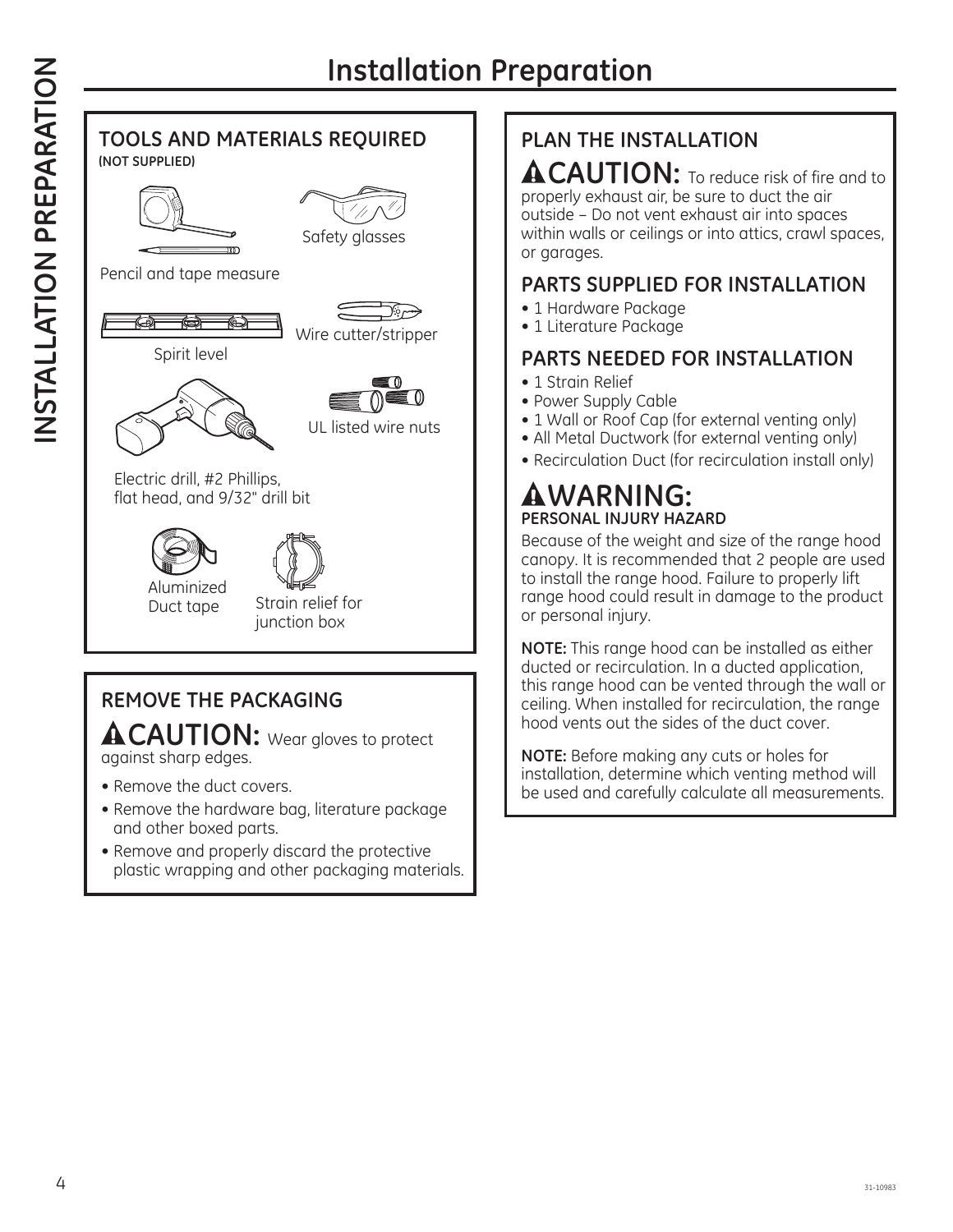# Installation Preparation

## TOOLS AND MATERIALS REQUIRED

**(NOT SUPPLIED)**

- Pencil and tape measure
- Safety glasses
- Spirit level
- Wire cutter/stripper
- UL listed wire nuts
- Electric drill, #2 Phillips, flat head, and 9/32" drill bit
- Aluminized Duct tape
- Strain relief for junction box

## REMOVE THE PACKAGING

**⚠CAUTION:** Wear gloves to protect against sharp edges.

- Remove the duct covers.
- Remove the hardware bag, literature package and other boxed parts.
- Remove and properly discard the protective plastic wrapping and other packaging materials.

## PLAN THE INSTALLATION

**⚠CAUTION:** To reduce risk of fire and to properly exhaust air, be sure to duct the air outside – Do not vent exhaust air into spaces within walls or ceilings or into attics, crawl spaces, or garages.

## PARTS SUPPLIED FOR INSTALLATION

- 1 Hardware Package
- 1 Literature Package

## PARTS NEEDED FOR INSTALLATION

- 1 Strain Relief
- Power Supply Cable
- 1 Wall or Roof Cap (for external venting only)
- All Metal Ductwork (for external venting only)
- Recirculation Duct (for recirculation install only)

## ⚠WARNING:

**PERSONAL INJURY HAZARD**

Because of the weight and size of the range hood canopy. It is recommended that 2 people are used to install the range hood. Failure to properly lift range hood could result in damage to the product or personal injury.

**NOTE:** This range hood can be installed as either ducted or recirculation. In a ducted application, this range hood can be vented through the wall or ceiling. When installed for recirculation, the range hood vents out the sides of the duct cover.

**NOTE:** Before making any cuts or holes for installation, determine which venting method will be used and carefully calculate all measurements.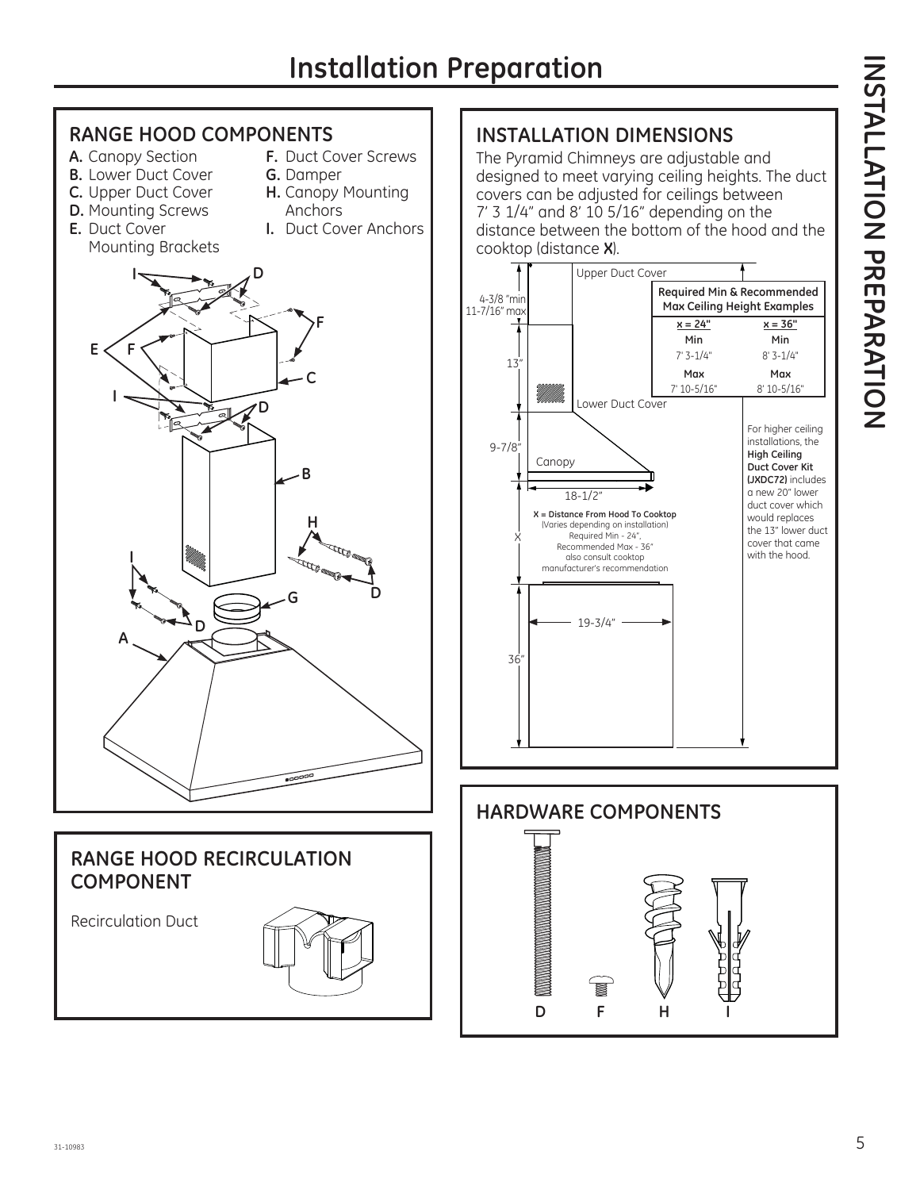# Installation Preparation

## RANGE HOOD COMPONENTS

- **A.** Canopy Section
- **B.** Lower Duct Cover
- **C.** Upper Duct Cover
- **D.** Mounting Screws
- **E.** Duct Cover Mounting Brackets
- **F.** Duct Cover Screws
- **G.** Damper
- **H.** Canopy Mounting Anchors
- **I.** Duct Cover Anchors

## RANGE HOOD RECIRCULATION COMPONENT

Recirculation Duct

## INSTALLATION DIMENSIONS

The Pyramid Chimneys are adjustable and designed to meet varying ceiling heights. The duct covers can be adjusted for ceilings between 7' 3 1/4" and 8' 10 5/16" depending on the distance between the bottom of the hood and the cooktop (distance **X**).

Upper Duct Cover

4-3/8" min
11-7/16" max

13"

Lower Duct Cover

9-7/8"

Canopy

18-1/2"

**X = Distance From Hood To Cooktop**
(Varies depending on installation)
Required Min - 24",
Recommended Max - 36"
also consult cooktop manufacturer's recommendation

19-3/4"

36"

| **Required Min & Recommended Max Ceiling Height Examples** | |
|---|---|
| **x = 24"** | **x = 36"** |
| **Min** | **Min** |
| 7' 3-1/4" | 8' 3-1/4" |
| **Max** | **Max** |
| 7' 10-5/16" | 8' 10-5/16" |

For higher ceiling installations, the **High Ceiling Duct Cover Kit (JXDC72)** includes a new 20" lower duct cover which would replaces the 13" lower duct cover that came with the hood.

## HARDWARE COMPONENTS

D F H I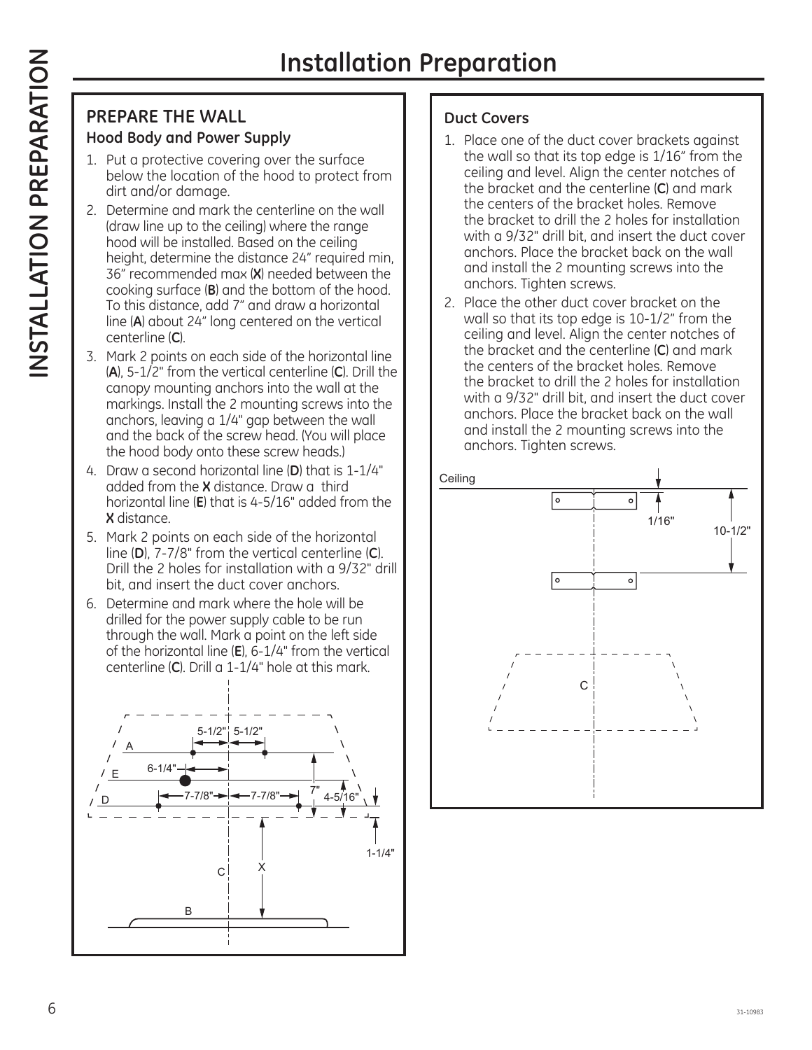# Installation Preparation

## PREPARE THE WALL

### Hood Body and Power Supply

1. Put a protective covering over the surface below the location of the hood to protect from dirt and/or damage.
2. Determine and mark the centerline on the wall (draw line up to the ceiling) where the range hood will be installed. Based on the ceiling height, determine the distance 24" required min, 36" recommended max (**X**) needed between the cooking surface (**B**) and the bottom of the hood. To this distance, add 7" and draw a horizontal line (**A**) about 24" long centered on the vertical centerline (**C**).
3. Mark 2 points on each side of the horizontal line (**A**), 5-1/2" from the vertical centerline (**C**). Drill the canopy mounting anchors into the wall at the markings. Install the 2 mounting screws into the anchors, leaving a 1/4" gap between the wall and the back of the screw head. (You will place the hood body onto these screw heads.)
4. Draw a second horizontal line (**D**) that is 1-1/4" added from the **X** distance. Draw a third horizontal line (**E**) that is 4-5/16" added from the **X** distance.
5. Mark 2 points on each side of the horizontal line (**D**), 7-7/8" from the vertical centerline (**C**). Drill the 2 holes for installation with a 9/32" drill bit, and insert the duct cover anchors.
6. Determine and mark where the hole will be drilled for the power supply cable to be run through the wall. Mark a point on the left side of the horizontal line (**E**), 6-1/4" from the vertical centerline (**C**). Drill a 1-1/4" hole at this mark.

### Duct Covers

1. Place one of the duct cover brackets against the wall so that its top edge is 1/16" from the ceiling and level. Align the center notches of the bracket and the centerline (**C**) and mark the centers of the bracket holes. Remove the bracket to drill the 2 holes for installation with a 9/32" drill bit, and insert the duct cover anchors. Place the bracket back on the wall and install the 2 mounting screws into the anchors. Tighten screws.
2. Place the other duct cover bracket on the wall so that its top edge is 10-1/2" from the ceiling and level. Align the center notches of the bracket and the centerline (**C**) and mark the centers of the bracket holes. Remove the bracket to drill the 2 holes for installation with a 9/32" drill bit, and insert the duct cover anchors. Place the bracket back on the wall and install the 2 mounting screws into the anchors. Tighten screws.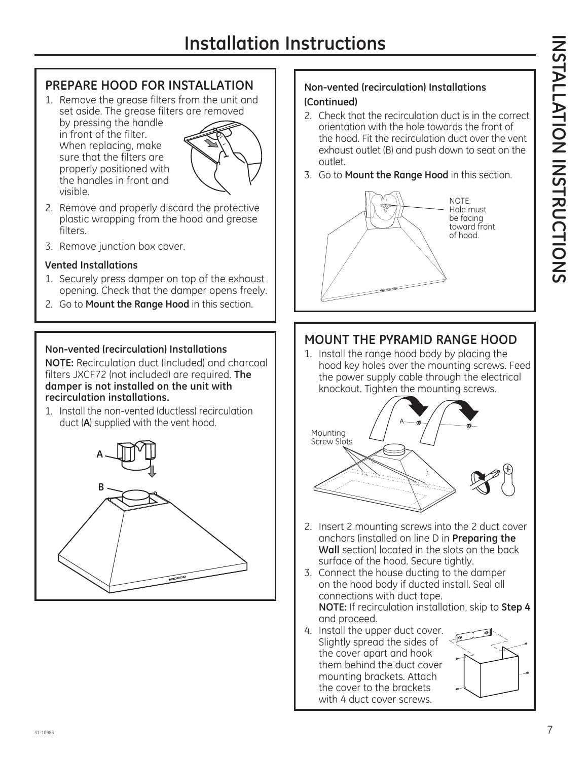# Installation Instructions

## PREPARE HOOD FOR INSTALLATION

1. Remove the grease filters from the unit and set aside. The grease filters are removed by pressing the handle in front of the filter. When replacing, make sure that the filters are properly positioned with the handles in front and visible.
2. Remove and properly discard the protective plastic wrapping from the hood and grease filters.
3. Remove junction box cover.

**Vented Installations**

1. Securely press damper on top of the exhaust opening. Check that the damper opens freely.
2. Go to **Mount the Range Hood** in this section.

**Non-vented (recirculation) Installations**

**NOTE:** Recirculation duct (included) and charcoal filters JXCF72 (not included) are required. **The damper is not installed on the unit with recirculation installations.**

1. Install the non-vented (ductless) recirculation duct (**A**) supplied with the vent hood.

A

B

**Non-vented (recirculation) Installations (Continued)**

2. Check that the recirculation duct is in the correct orientation with the hole towards the front of the hood. Fit the recirculation duct over the vent exhaust outlet (B) and push down to seat on the outlet.
3. Go to **Mount the Range Hood** in this section.

NOTE: Hole must be facing toward front of hood.

## MOUNT THE PYRAMID RANGE HOOD

1. Install the range hood body by placing the hood key holes over the mounting screws. Feed the power supply cable through the electrical knockout. Tighten the mounting screws.

Mounting Screw Slots

A

2. Insert 2 mounting screws into the 2 duct cover anchors (installed on line D in **Preparing the Wall** section) located in the slots on the back surface of the hood. Secure tightly.
3. Connect the house ducting to the damper on the hood body if ducted install. Seal all connections with duct tape.
   **NOTE:** If recirculation installation, skip to **Step 4** and proceed.
4. Install the upper duct cover. Slightly spread the sides of the cover apart and hook them behind the duct cover mounting brackets. Attach the cover to the brackets with 4 duct cover screws.

31-10983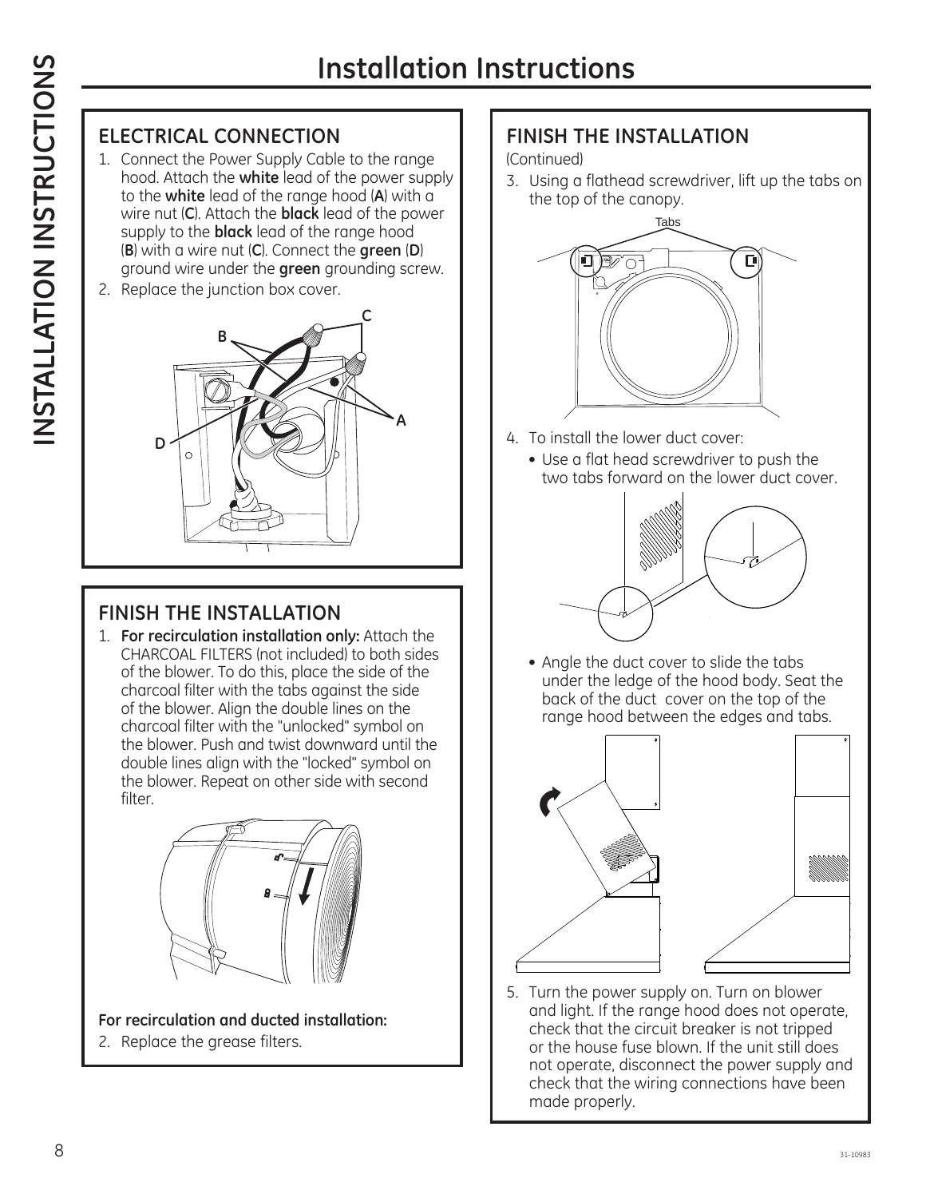# Installation Instructions

## ELECTRICAL CONNECTION

1. Connect the Power Supply Cable to the range hood. Attach the **white** lead of the power supply to the **white** lead of the range hood (**A**) with a wire nut (**C**). Attach the **black** lead of the power supply to the **black** lead of the range hood (**B**) with a wire nut (**C**). Connect the **green** (**D**) ground wire under the **green** grounding screw.
2. Replace the junction box cover.

## FINISH THE INSTALLATION

1. **For recirculation installation only:** Attach the CHARCOAL FILTERS (not included) to both sides of the blower. To do this, place the side of the charcoal filter with the tabs against the side of the blower. Align the double lines on the charcoal filter with the "unlocked" symbol on the blower. Push and twist downward until the double lines align with the "locked" symbol on the blower. Repeat on other side with second filter.

**For recirculation and ducted installation:**

2. Replace the grease filters.

## FINISH THE INSTALLATION

(Continued)

3. Using a flathead screwdriver, lift up the tabs on the top of the canopy.

Tabs

4. To install the lower duct cover:
   - Use a flat head screwdriver to push the two tabs forward on the lower duct cover.
   - Angle the duct cover to slide the tabs under the ledge of the hood body. Seat the back of the duct cover on the top of the range hood between the edges and tabs.
5. Turn the power supply on. Turn on blower and light. If the range hood does not operate, check that the circuit breaker is not tripped or the house fuse blown. If the unit still does not operate, disconnect the power supply and check that the wiring connections have been made properly.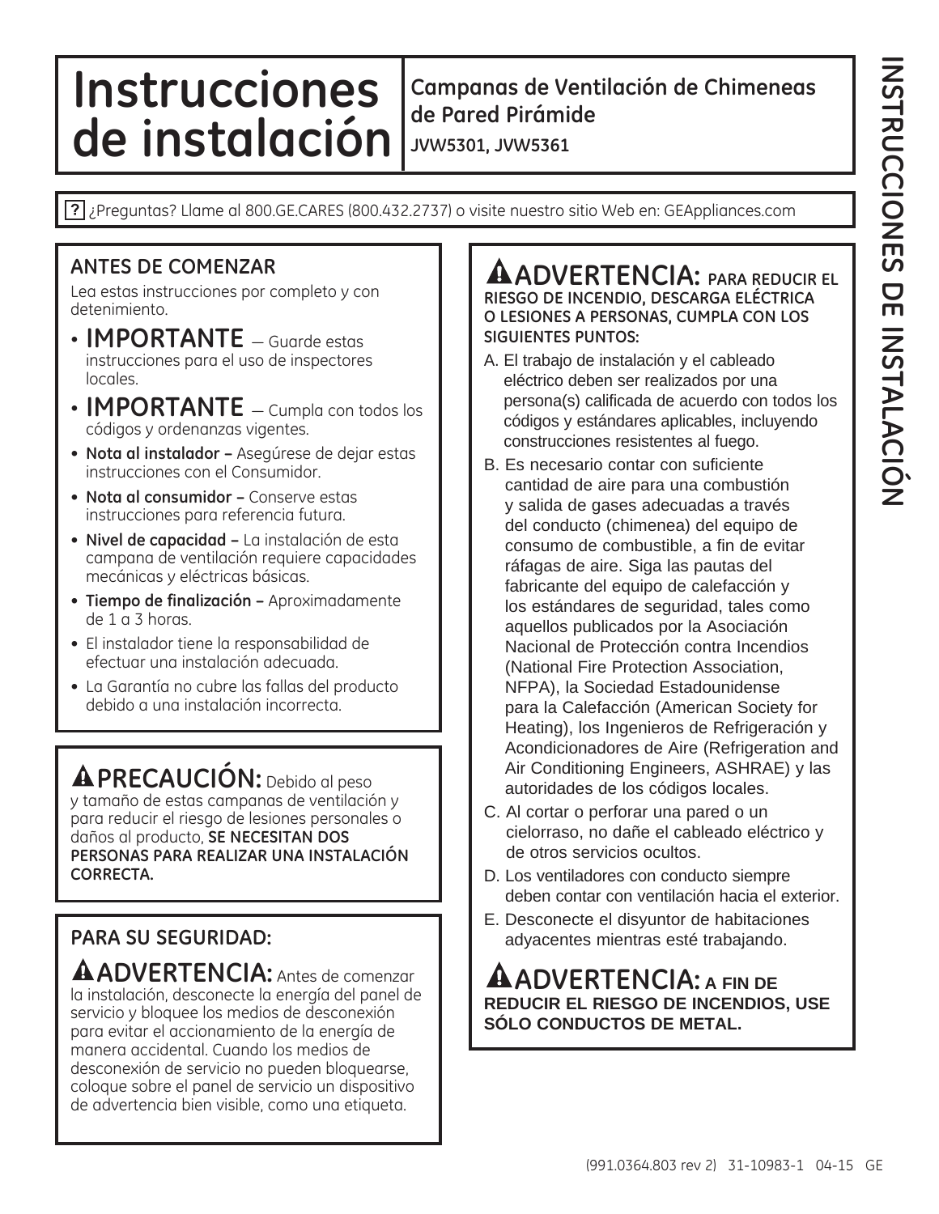# Instrucciones de instalación

**Campanas de Ventilación de Chimeneas de Pared Pirámide**

**JVW5301, JVW5361**

? ¿Preguntas? Llame al 800.GE.CARES (800.432.2737) o visite nuestro sitio Web en: GEAppliances.com

## ANTES DE COMENZAR

Lea estas instrucciones por completo y con detenimiento.

- **IMPORTANTE** — Guarde estas instrucciones para el uso de inspectores locales.
- **IMPORTANTE** — Cumpla con todos los códigos y ordenanzas vigentes.
- **Nota al instalador –** Asegúrese de dejar estas instrucciones con el Consumidor.
- **Nota al consumidor –** Conserve estas instrucciones para referencia futura.
- **Nivel de capacidad –** La instalación de esta campana de ventilación requiere capacidades mecánicas y eléctricas básicas.
- **Tiempo de finalización –** Aproximadamente de 1 a 3 horas.
- El instalador tiene la responsabilidad de efectuar una instalación adecuada.
- La Garantía no cubre las fallas del producto debido a una instalación incorrecta.

**⚠PRECAUCIÓN:** Debido al peso y tamaño de estas campanas de ventilación y para reducir el riesgo de lesiones personales o daños al producto, **SE NECESITAN DOS PERSONAS PARA REALIZAR UNA INSTALACIÓN CORRECTA.**

## PARA SU SEGURIDAD:

**⚠ADVERTENCIA:** Antes de comenzar la instalación, desconecte la energía del panel de servicio y bloquee los medios de desconexión para evitar el accionamiento de la energía de manera accidental. Cuando los medios de desconexión de servicio no pueden bloquearse, coloque sobre el panel de servicio un dispositivo de advertencia bien visible, como una etiqueta.

**⚠ADVERTENCIA: PARA REDUCIR EL RIESGO DE INCENDIO, DESCARGA ELÉCTRICA O LESIONES A PERSONAS, CUMPLA CON LOS SIGUIENTES PUNTOS:**

A. El trabajo de instalación y el cableado eléctrico deben ser realizados por una persona(s) calificada de acuerdo con todos los códigos y estándares aplicables, incluyendo construcciones resistentes al fuego.

B. Es necesario contar con suficiente cantidad de aire para una combustión y salida de gases adecuadas a través del conducto (chimenea) del equipo de consumo de combustible, a fin de evitar ráfagas de aire. Siga las pautas del fabricante del equipo de calefacción y los estándares de seguridad, tales como aquellos publicados por la Asociación Nacional de Protección contra Incendios (National Fire Protection Association, NFPA), la Sociedad Estadounidense para la Calefacción (American Society for Heating), los Ingenieros de Refrigeración y Acondicionadores de Aire (Refrigeration and Air Conditioning Engineers, ASHRAE) y las autoridades de los códigos locales.

C. Al cortar o perforar una pared o un cielorraso, no dañe el cableado eléctrico y de otros servicios ocultos.

D. Los ventiladores con conducto siempre deben contar con ventilación hacia el exterior.

E. Desconecte el disyuntor de habitaciones adyacentes mientras esté trabajando.

**⚠ADVERTENCIA: A FIN DE REDUCIR EL RIESGO DE INCENDIOS, USE SÓLO CONDUCTOS DE METAL.**

(991.0364.803 rev 2) 31-10983-1 04-15 GE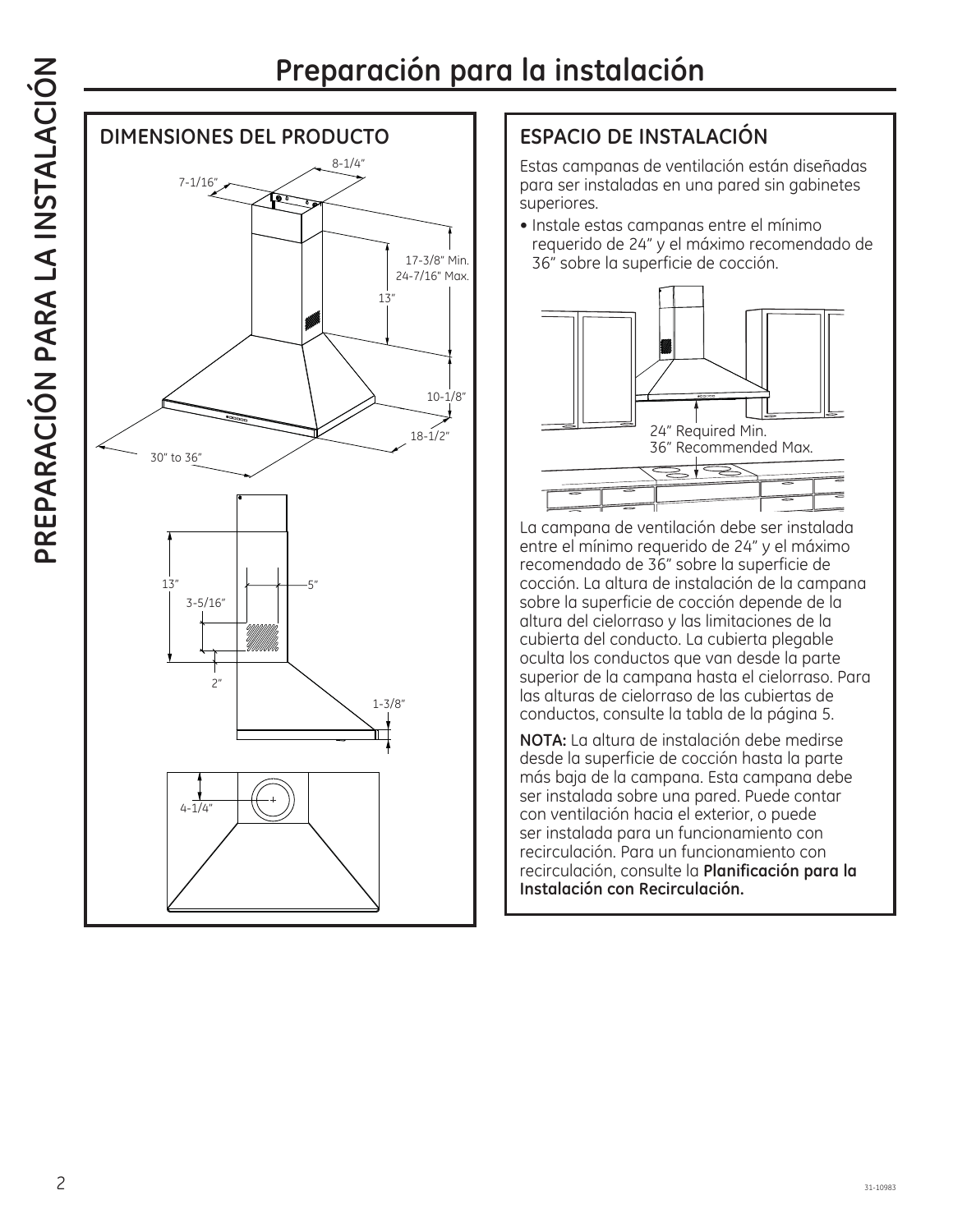# Preparación para la instalación

## DIMENSIONES DEL PRODUCTO

8-1/4"

7-1/16"

17-3/8" Min.
24-7/16" Max.

13"

10-1/8"

18-1/2"

30" to 36"

13"

3-5/16"

5"

2"

1-3/8"

4-1/4"

## ESPACIO DE INSTALACIÓN

Estas campanas de ventilación están diseñadas para ser instaladas en una pared sin gabinetes superiores.

- Instale estas campanas entre el mínimo requerido de 24" y el máximo recomendado de 36" sobre la superficie de cocción.

24" Required Min.
36" Recommended Max.

La campana de ventilación debe ser instalada entre el mínimo requerido de 24" y el máximo recomendado de 36" sobre la superficie de cocción. La altura de instalación de la campana sobre la superficie de cocción depende de la altura del cielorraso y las limitaciones de la cubierta del conducto. La cubierta plegable oculta los conductos que van desde la parte superior de la campana hasta el cielorraso. Para las alturas de cielorraso de las cubiertas de conductos, consulte la tabla de la página 5.

**NOTA:** La altura de instalación debe medirse desde la superficie de cocción hasta la parte más baja de la campana. Esta campana debe ser instalada sobre una pared. Puede contar con ventilación hacia el exterior, o puede ser instalada para un funcionamiento con recirculación. Para un funcionamiento con recirculación, consulte la **Planificación para la Instalación con Recirculación.**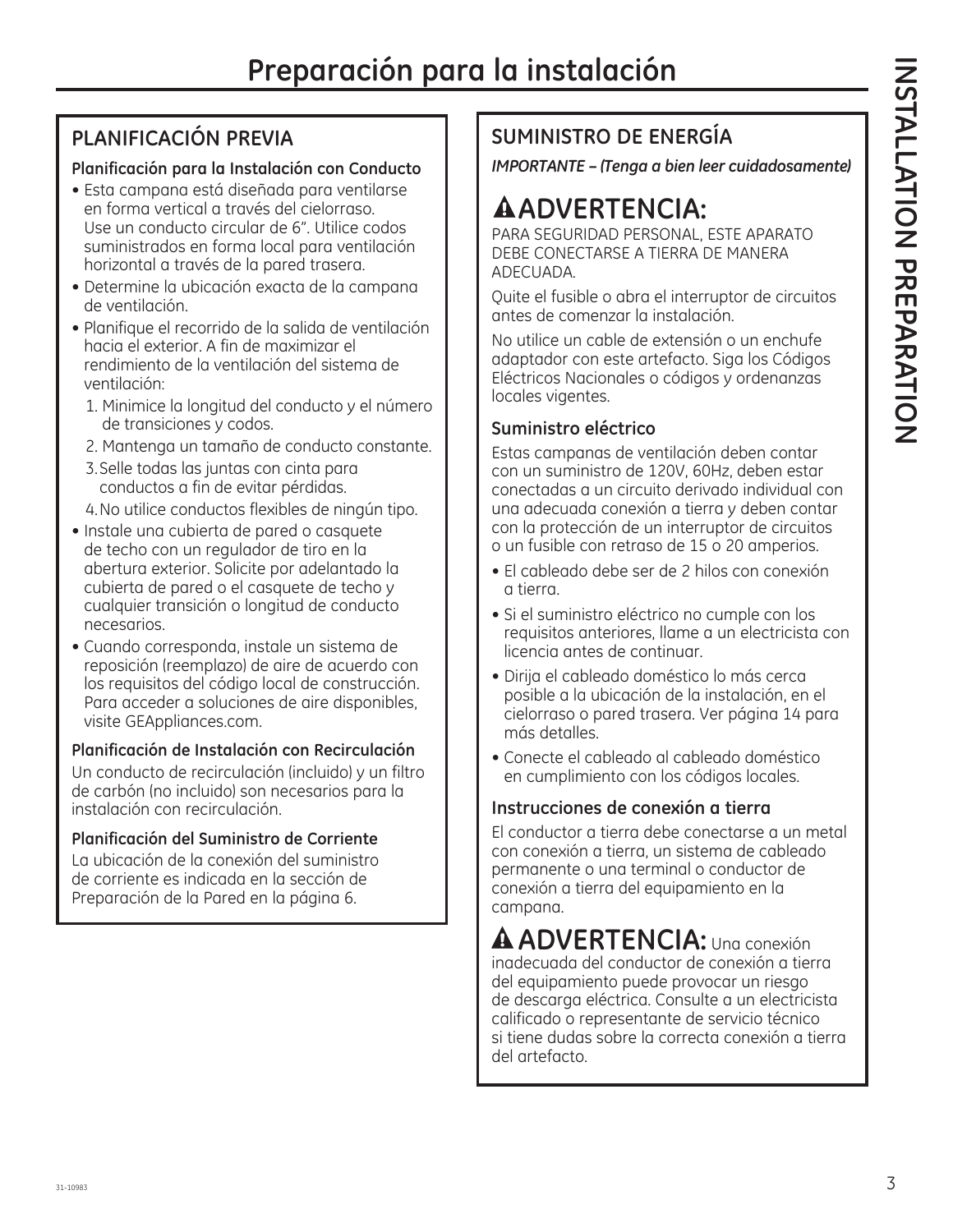# Preparación para la instalación

## PLANIFICACIÓN PREVIA

**Planificación para la Instalación con Conducto**

- Esta campana está diseñada para ventilarse en forma vertical a través del cielorraso. Use un conducto circular de 6". Utilice codos suministrados en forma local para ventilación horizontal a través de la pared trasera.
- Determine la ubicación exacta de la campana de ventilación.
- Planifique el recorrido de la salida de ventilación hacia el exterior. A fin de maximizar el rendimiento de la ventilación del sistema de ventilación:
  1. Minimice la longitud del conducto y el número de transiciones y codos.
  2. Mantenga un tamaño de conducto constante.
  3. Selle todas las juntas con cinta para conductos a fin de evitar pérdidas.
  4. No utilice conductos flexibles de ningún tipo.
- Instale una cubierta de pared o casquete de techo con un regulador de tiro en la abertura exterior. Solicite por adelantado la cubierta de pared o el casquete de techo y cualquier transición o longitud de conducto necesarios.
- Cuando corresponda, instale un sistema de reposición (reemplazo) de aire de acuerdo con los requisitos del código local de construcción. Para acceder a soluciones de aire disponibles, visite GEAppliances.com.

**Planificación de Instalación con Recirculación**

Un conducto de recirculación (incluido) y un filtro de carbón (no incluido) son necesarios para la instalación con recirculación.

**Planificación del Suministro de Corriente**

La ubicación de la conexión del suministro de corriente es indicada en la sección de Preparación de la Pared en la página 6.

## SUMINISTRO DE ENERGÍA

***IMPORTANTE – (Tenga a bien leer cuidadosamente)***

### ⚠ADVERTENCIA:

PARA SEGURIDAD PERSONAL, ESTE APARATO DEBE CONECTARSE A TIERRA DE MANERA ADECUADA.

Quite el fusible o abra el interruptor de circuitos antes de comenzar la instalación.

No utilice un cable de extensión o un enchufe adaptador con este artefacto. Siga los Códigos Eléctricos Nacionales o códigos y ordenanzas locales vigentes.

**Suministro eléctrico**

Estas campanas de ventilación deben contar con un suministro de 120V, 60Hz, deben estar conectadas a un circuito derivado individual con una adecuada conexión a tierra y deben contar con la protección de un interruptor de circuitos o un fusible con retraso de 15 o 20 amperios.

- El cableado debe ser de 2 hilos con conexión a tierra.
- Si el suministro eléctrico no cumple con los requisitos anteriores, llame a un electricista con licencia antes de continuar.
- Dirija el cableado doméstico lo más cerca posible a la ubicación de la instalación, en el cielorraso o pared trasera. Ver página 14 para más detalles.
- Conecte el cableado al cableado doméstico en cumplimiento con los códigos locales.

**Instrucciones de conexión a tierra**

El conductor a tierra debe conectarse a un metal con conexión a tierra, un sistema de cableado permanente o una terminal o conductor de conexión a tierra del equipamiento en la campana.

**⚠ ADVERTENCIA:** Una conexión inadecuada del conductor de conexión a tierra del equipamiento puede provocar un riesgo de descarga eléctrica. Consulte a un electricista calificado o representante de servicio técnico si tiene dudas sobre la correcta conexión a tierra del artefacto.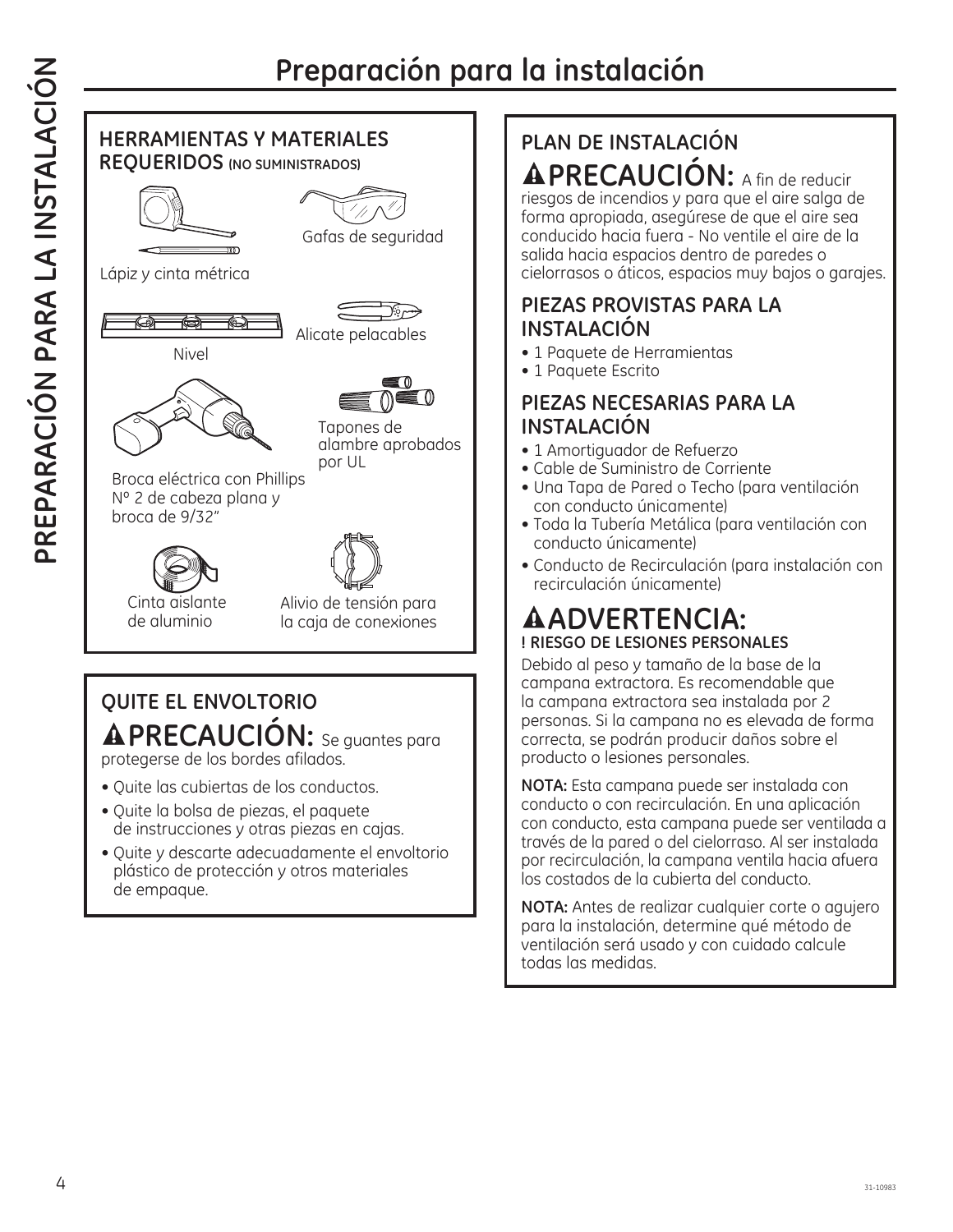# Preparación para la instalación

## HERRAMIENTAS Y MATERIALES REQUERIDOS (NO SUMINISTRADOS)

Lápiz y cinta métrica

Gafas de seguridad

Nivel

Alicate pelacables

Broca eléctrica con Phillips Nº 2 de cabeza plana y broca de 9/32"

Tapones de alambre aprobados por UL

Cinta aislante de aluminio

Alivio de tensión para la caja de conexiones

## QUITE EL ENVOLTORIO

**⚠PRECAUCIÓN:** Se guantes para protegerse de los bordes afilados.

- Quite las cubiertas de los conductos.
- Quite la bolsa de piezas, el paquete de instrucciones y otras piezas en cajas.
- Quite y descarte adecuadamente el envoltorio plástico de protección y otros materiales de empaque.

## PLAN DE INSTALACIÓN

**⚠PRECAUCIÓN:** A fin de reducir riesgos de incendios y para que el aire salga de forma apropiada, asegúrese de que el aire sea conducido hacia fuera - No ventile el aire de la salida hacia espacios dentro de paredes o cielorrasos o áticos, espacios muy bajos o garajes.

### PIEZAS PROVISTAS PARA LA INSTALACIÓN

- 1 Paquete de Herramientas
- 1 Paquete Escrito

### PIEZAS NECESARIAS PARA LA INSTALACIÓN

- 1 Amortiguador de Refuerzo
- Cable de Suministro de Corriente
- Una Tapa de Pared o Techo (para ventilación con conducto únicamente)
- Toda la Tubería Metálica (para ventilación con conducto únicamente)
- Conducto de Recirculación (para instalación con recirculación únicamente)

**⚠ADVERTENCIA:**
**! RIESGO DE LESIONES PERSONALES**

Debido al peso y tamaño de la base de la campana extractora. Es recomendable que la campana extractora sea instalada por 2 personas. Si la campana no es elevada de forma correcta, se podrán producir daños sobre el producto o lesiones personales.

**NOTA:** Esta campana puede ser instalada con conducto o con recirculación. En una aplicación con conducto, esta campana puede ser ventilada a través de la pared o del cielorraso. Al ser instalada por recirculación, la campana ventila hacia afuera los costados de la cubierta del conducto.

**NOTA:** Antes de realizar cualquier corte o agujero para la instalación, determine qué método de ventilación será usado y con cuidado calcule todas las medidas.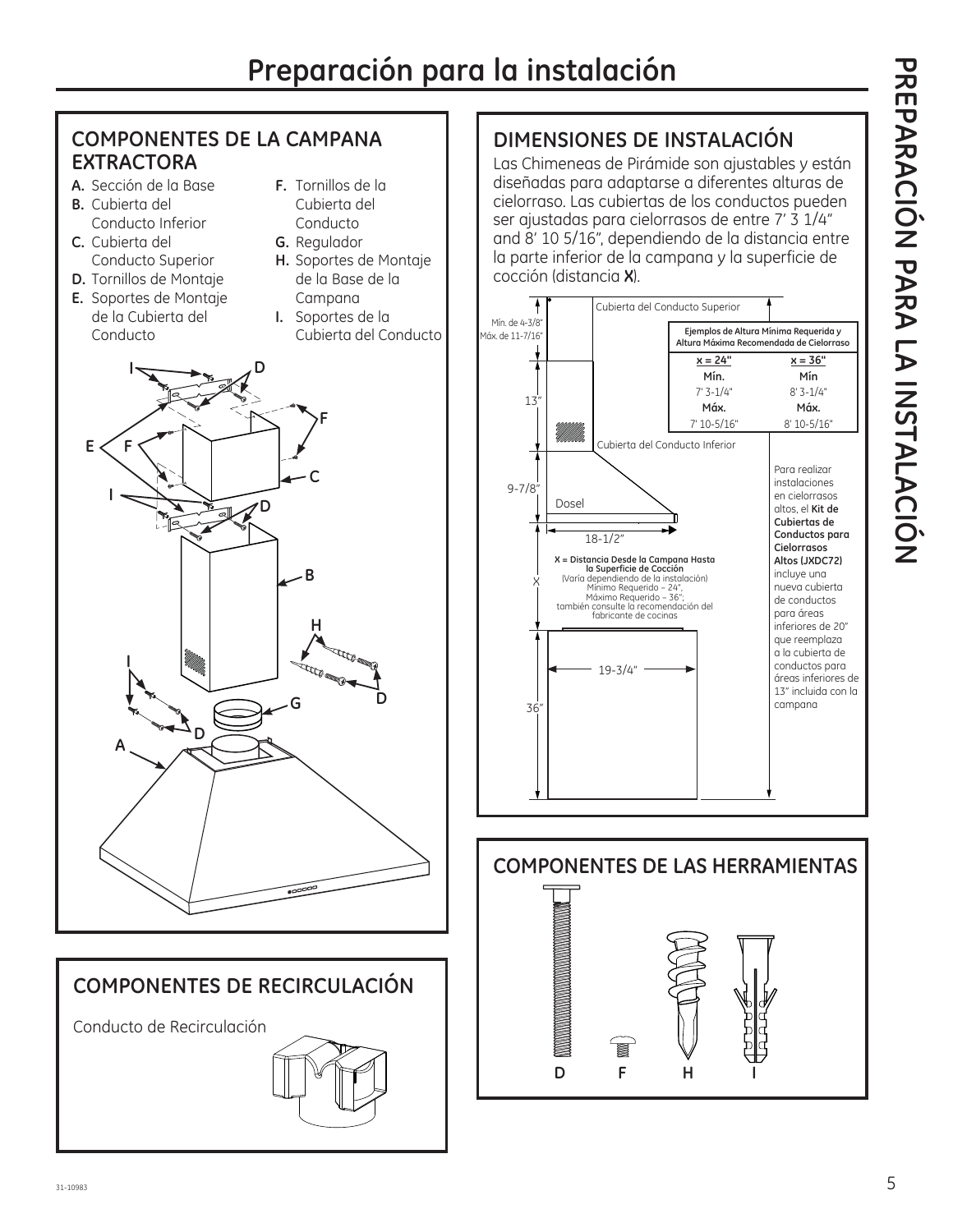# Preparación para la instalación

## COMPONENTES DE LA CAMPANA EXTRACTORA

- **A.** Sección de la Base
- **B.** Cubierta del Conducto Inferior
- **C.** Cubierta del Conducto Superior
- **D.** Tornillos de Montaje
- **E.** Soportes de Montaje de la Cubierta del Conducto
- **F.** Tornillos de la Cubierta del Conducto
- **G.** Regulador
- **H.** Soportes de Montaje de la Base de la Campana
- **I.** Soportes de la Cubierta del Conducto

## COMPONENTES DE RECIRCULACIÓN

Conducto de Recirculación

## DIMENSIONES DE INSTALACIÓN

Las Chimeneas de Pirámide son ajustables y están diseñadas para adaptarse a diferentes alturas de cielorraso. Las cubiertas de los conductos pueden ser ajustadas para cielorrasos de entre 7' 3 1/4" and 8' 10 5/16", dependiendo de la distancia entre la parte inferior de la campana y la superficie de cocción (distancia **X**).

Cubierta del Conducto Superior

Mín. de 4-3/8"
Máx. de 11-7/16"

13"

Cubierta del Conducto Inferior

9-7/8"

Dosel

18-1/2"

**Ejemplos de Altura Mínima Requerida y Altura Máxima Recomendada de Cielorraso**

| x = 24" | x = 36" |
|---|---|
| **Mín.** | **Mín** |
| 7' 3-1/4" | 8' 3-1/4" |
| **Máx.** | **Máx.** |
| 7' 10-5/16" | 8' 10-5/16" |

**X = Distancia Desde la Campana Hasta la Superficie de Cocción**
(Varía dependiendo de la instalación)
Mínimo Requerido – 24",
Máximo Requerido – 36";
también consulte la recomendación del fabricante de cocinas

19-3/4"

36"

Para realizar instalaciones en cielorrasos altos, el **Kit de Cubiertas de Conductos para Cielorrasos Altos (JXDC72)** incluye una nueva cubierta de conductos para áreas inferiores de 20" que reemplaza a la cubierta de conductos para áreas inferiores de 13" incluida con la campana

## COMPONENTES DE LAS HERRAMIENTAS

D F H I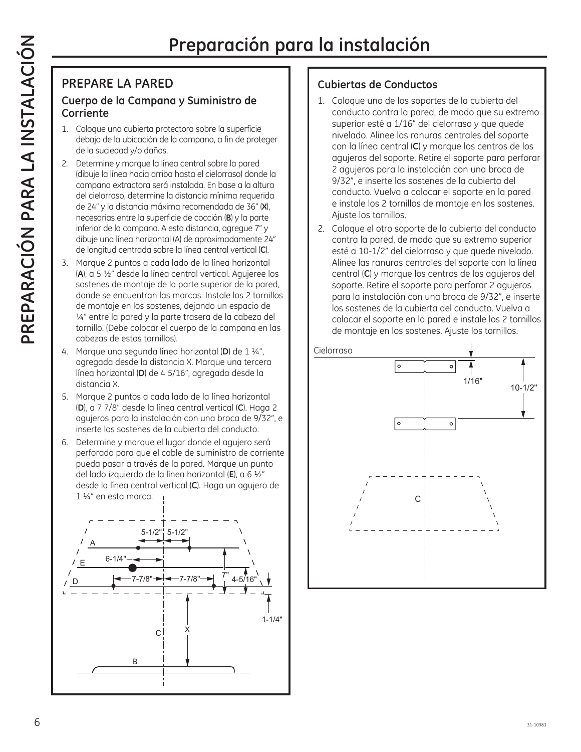# Preparación para la instalación

## PREPARE LA PARED

### Cuerpo de la Campana y Suministro de Corriente

1. Coloque una cubierta protectora sobre la superficie debajo de la ubicación de la campana, a fin de proteger de la suciedad y/o daños.
2. Determine y marque la línea central sobre la pared (dibuje la línea hacia arriba hasta el cielorraso) donde la campana extractora será instalada. En base a la altura del cielorraso, determine la distancia mínima requerida de 24" y la distancia máxima recomendada de 36" (**X**), necesarias entre la superficie de cocción (**B**) y la parte inferior de la campana. A esta distancia, agregue 7" y dibuje una línea horizontal (A) de aproximadamente 24" de longitud centrada sobre la línea central vertical (**C**).
3. Marque 2 puntos a cada lado de la línea horizontal (**A**), a 5 ½" desde la línea central vertical. Agujeree los sostenes de montaje de la parte superior de la pared, donde se encuentran las marcas. Instale los 2 tornillos de montaje en los sostenes, dejando un espacio de ¼" entre la pared y la parte trasera de la cabeza del tornillo. (Debe colocar el cuerpo de la campana en las cabezas de estos tornillos).
4. Marque una segunda línea horizontal (**D**) de 1 ¼", agregada desde la distancia X. Marque una tercera línea horizontal (**D**) de 4 5/16", agregada desde la distancia X.
5. Marque 2 puntos a cada lado de la línea horizontal (**D**), a 7 7/8" desde la línea central vertical (**C**). Haga 2 agujeros para la instalación con una broca de 9/32", e inserte los sostenes de la cubierta del conducto.
6. Determine y marque el lugar donde el agujero será perforado para que el cable de suministro de corriente pueda pasar a través de la pared. Marque un punto del lado izquierdo de la línea horizontal (**E**), a 6 ½" desde la línea central vertical (**C**). Haga un agujero de 1 ¼" en esta marca.

A, E, D, C, B, X, 5-1/2", 5-1/2", 6-1/4", 7-7/8", 7-7/8", 7", 4-5/16", 1-1/4"

### Cubiertas de Conductos

1. Coloque uno de los soportes de la cubierta del conducto contra la pared, de modo que su extremo superior esté a 1/16" del cielorraso y que quede nivelado. Alinee las ranuras centrales del soporte con la línea central (**C**) y marque los centros de los agujeros del soporte. Retire el soporte para perforar 2 agujeros para la instalación con una broca de 9/32", e inserte los sostenes de la cubierta del conducto. Vuelva a colocar el soporte en la pared e instale los 2 tornillos de montaje en los sostenes. Ajuste los tornillos.
2. Coloque el otro soporte de la cubierta del conducto contra la pared, de modo que su extremo superior esté a 10-1/2" del cielorraso y que quede nivelado. Alinee las ranuras centrales del soporte con la línea central (**C**) y marque los centros de los agujeros del soporte. Retire el soporte para perforar 2 agujeros para la instalación con una broca de 9/32", e inserte los sostenes de la cubierta del conducto. Vuelva a colocar el soporte en la pared e instale los 2 tornillos de montaje en los sostenes. Ajuste los tornillos.

Cielorraso, 1/16", 10-1/2", C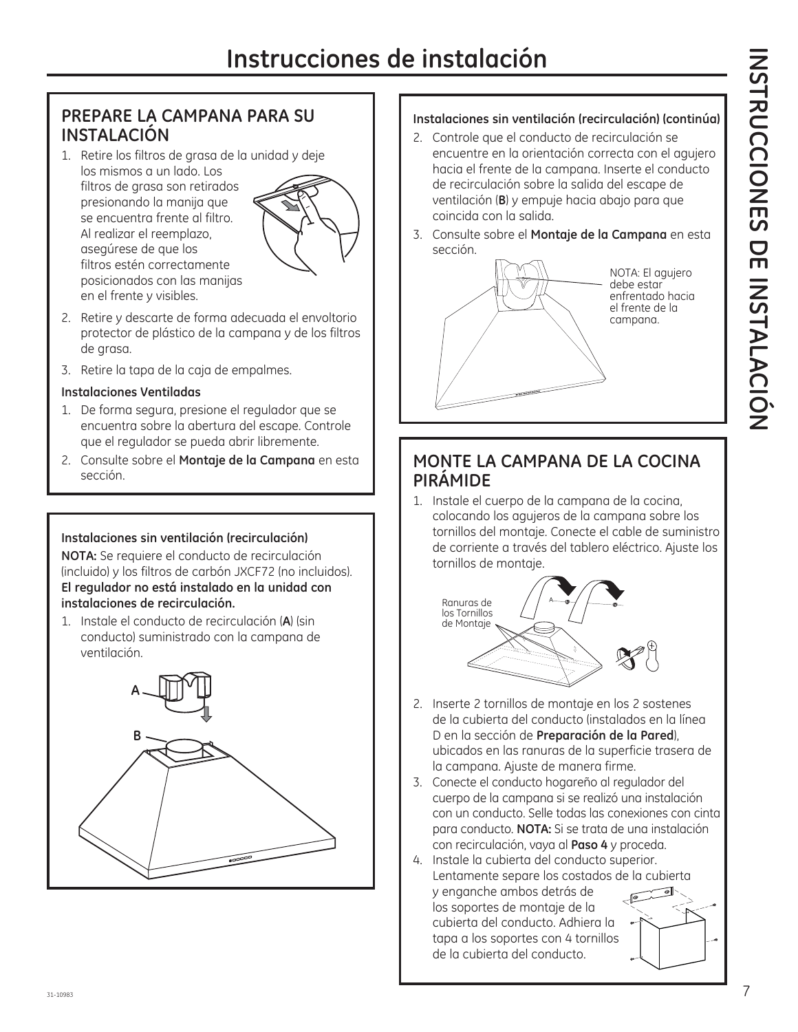# Instrucciones de instalación

## PREPARE LA CAMPANA PARA SU INSTALACIÓN

1. Retire los filtros de grasa de la unidad y deje los mismos a un lado. Los filtros de grasa son retirados presionando la manija que se encuentra frente al filtro. Al realizar el reemplazo, asegúrese de que los filtros estén correctamente posicionados con las manijas en el frente y visibles.
2. Retire y descarte de forma adecuada el envoltorio protector de plástico de la campana y de los filtros de grasa.
3. Retire la tapa de la caja de empalmes.

**Instalaciones Ventiladas**

1. De forma segura, presione el regulador que se encuentra sobre la abertura del escape. Controle que el regulador se pueda abrir libremente.
2. Consulte sobre el **Montaje de la Campana** en esta sección.

**Instalaciones sin ventilación (recirculación)**

**NOTA:** Se requiere el conducto de recirculación (incluido) y los filtros de carbón JXCF72 (no incluidos). **El regulador no está instalado en la unidad con instalaciones de recirculación.**

1. Instale el conducto de recirculación (**A**) (sin conducto) suministrado con la campana de ventilación.

A

B

**Instalaciones sin ventilación (recirculación) (continúa)**

2. Controle que el conducto de recirculación se encuentre en la orientación correcta con el agujero hacia el frente de la campana. Inserte el conducto de recirculación sobre la salida del escape de ventilación (**B**) y empuje hacia abajo para que coincida con la salida.
3. Consulte sobre el **Montaje de la Campana** en esta sección.

NOTA: El agujero debe estar enfrentado hacia el frente de la campana.

## MONTE LA CAMPANA DE LA COCINA PIRÁMIDE

1. Instale el cuerpo de la campana de la cocina, colocando los agujeros de la campana sobre los tornillos del montaje. Conecte el cable de suministro de corriente a través del tablero eléctrico. Ajuste los tornillos de montaje.

Ranuras de los Tornillos de Montaje

2. Inserte 2 tornillos de montaje en los 2 sostenes de la cubierta del conducto (instalados en la línea D en la sección de **Preparación de la Pared**), ubicados en las ranuras de la superficie trasera de la campana. Ajuste de manera firme.
3. Conecte el conducto hogareño al regulador del cuerpo de la campana si se realizó una instalación con un conducto. Selle todas las conexiones con cinta para conducto. **NOTA:** Si se trata de una instalación con recirculación, vaya al **Paso 4** y proceda.
4. Instale la cubierta del conducto superior. Lentamente separe los costados de la cubierta y enganche ambos detrás de los soportes de montaje de la cubierta del conducto. Adhiera la tapa a los soportes con 4 tornillos de la cubierta del conducto.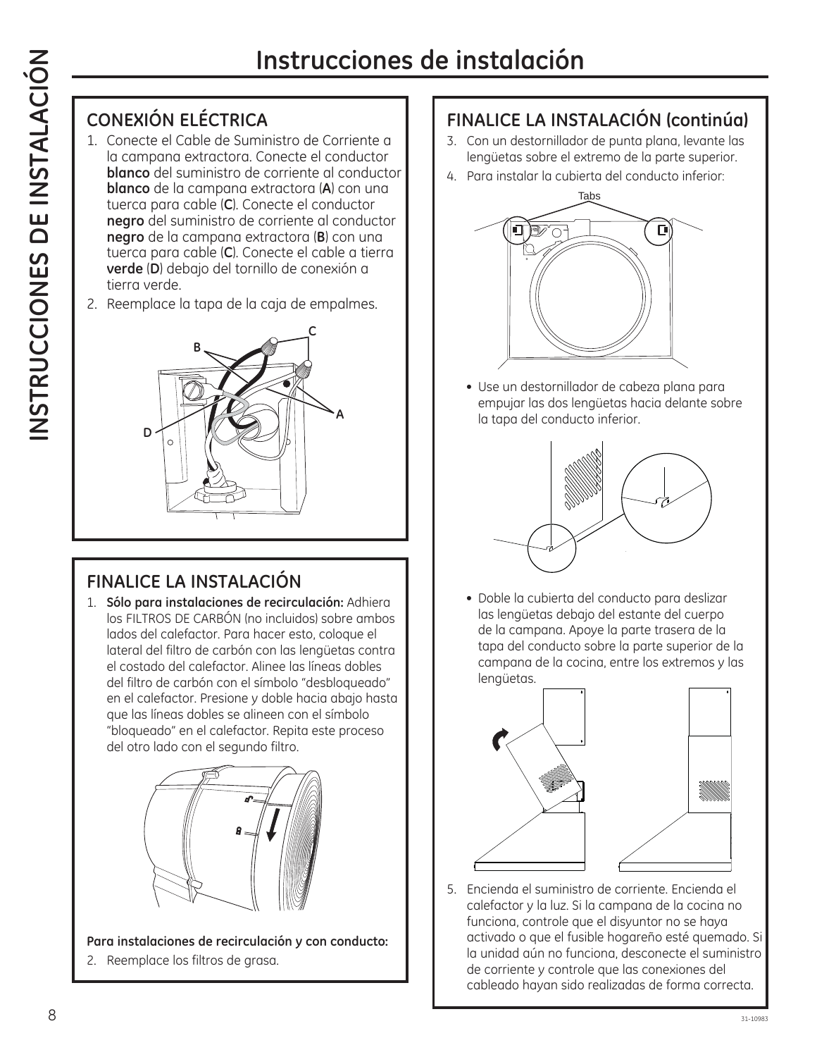# Instrucciones de instalación

## CONEXIÓN ELÉCTRICA

1. Conecte el Cable de Suministro de Corriente a la campana extractora. Conecte el conductor **blanco** del suministro de corriente al conductor **blanco** de la campana extractora (**A**) con una tuerca para cable (**C**). Conecte el conductor **negro** del suministro de corriente al conductor **negro** de la campana extractora (**B**) con una tuerca para cable (**C**). Conecte el cable a tierra **verde** (**D**) debajo del tornillo de conexión a tierra verde.
2. Reemplace la tapa de la caja de empalmes.

C
B
A
D

## FINALICE LA INSTALACIÓN

1. **Sólo para instalaciones de recirculación:** Adhiera los FILTROS DE CARBÓN (no incluidos) sobre ambos lados del calefactor. Para hacer esto, coloque el lateral del filtro de carbón con las lengüetas contra el costado del calefactor. Alinee las líneas dobles del filtro de carbón con el símbolo "desbloqueado" en el calefactor. Presione y doble hacia abajo hasta que las líneas dobles se alineen con el símbolo "bloqueado" en el calefactor. Repita este proceso del otro lado con el segundo filtro.

**Para instalaciones de recirculación y con conducto:**

2. Reemplace los filtros de grasa.

## FINALICE LA INSTALACIÓN (continúa)

3. Con un destornillador de punta plana, levante las lengüetas sobre el extremo de la parte superior.
4. Para instalar la cubierta del conducto inferior:

Tabs

- Use un destornillador de cabeza plana para empujar las dos lengüetas hacia delante sobre la tapa del conducto inferior.

- Doble la cubierta del conducto para deslizar las lengüetas debajo del estante del cuerpo de la campana. Apoye la parte trasera de la tapa del conducto sobre la parte superior de la campana de la cocina, entre los extremos y las lengüetas.

5. Encienda el suministro de corriente. Encienda el calefactor y la luz. Si la campana de la cocina no funciona, controle que el disyuntor no se haya activado o que el fusible hogareño esté quemado. Si la unidad aún no funciona, desconecte el suministro de corriente y controle que las conexiones del cableado hayan sido realizadas de forma correcta.